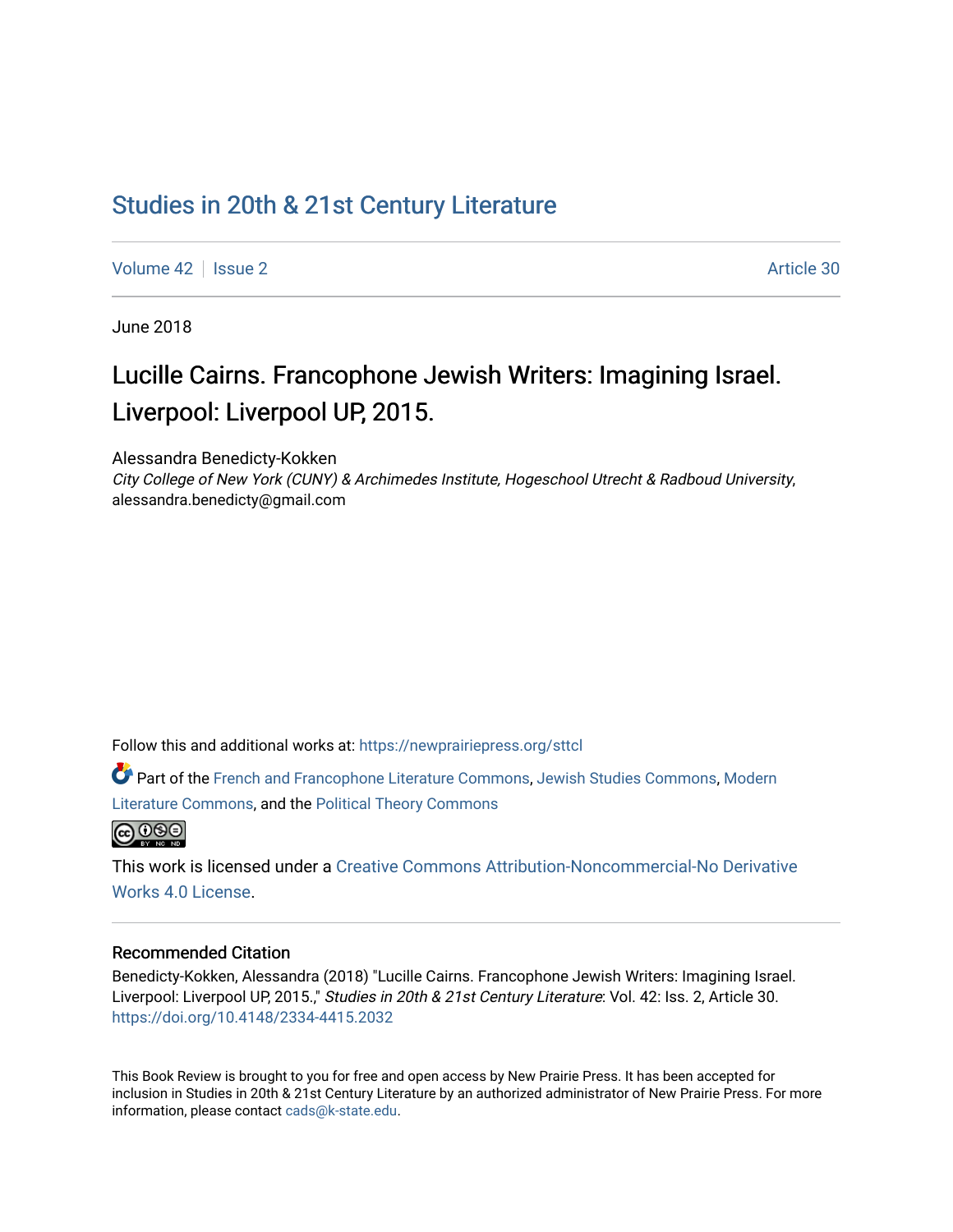# Studies in 20th & 21st Century Literature

Volume 42 | Issue 2 | Article 30

June 2018

## Lucille Cairns. Francophone Jewish Writers: Imagining Israel. Liverpool: Liverpool UP, 2015.

Alessandra Benedicty-Kokken
*City College of New York (CUNY) & Archimedes Institute, Hogeschool Utrecht & Radboud University*, alessandra.benedicty@gmail.com

Follow this and additional works at: https://newprairiepress.org/sttcl

Part of the French and Francophone Literature Commons, Jewish Studies Commons, Modern Literature Commons, and the Political Theory Commons

This work is licensed under a Creative Commons Attribution-Noncommercial-No Derivative Works 4.0 License.

### Recommended Citation

Benedicty-Kokken, Alessandra (2018) "Lucille Cairns. Francophone Jewish Writers: Imagining Israel. Liverpool: Liverpool UP, 2015.," *Studies in 20th & 21st Century Literature*: Vol. 42: Iss. 2, Article 30. https://doi.org/10.4148/2334-4415.2032

This Book Review is brought to you for free and open access by New Prairie Press. It has been accepted for inclusion in Studies in 20th & 21st Century Literature by an authorized administrator of New Prairie Press. For more information, please contact cads@k-state.edu.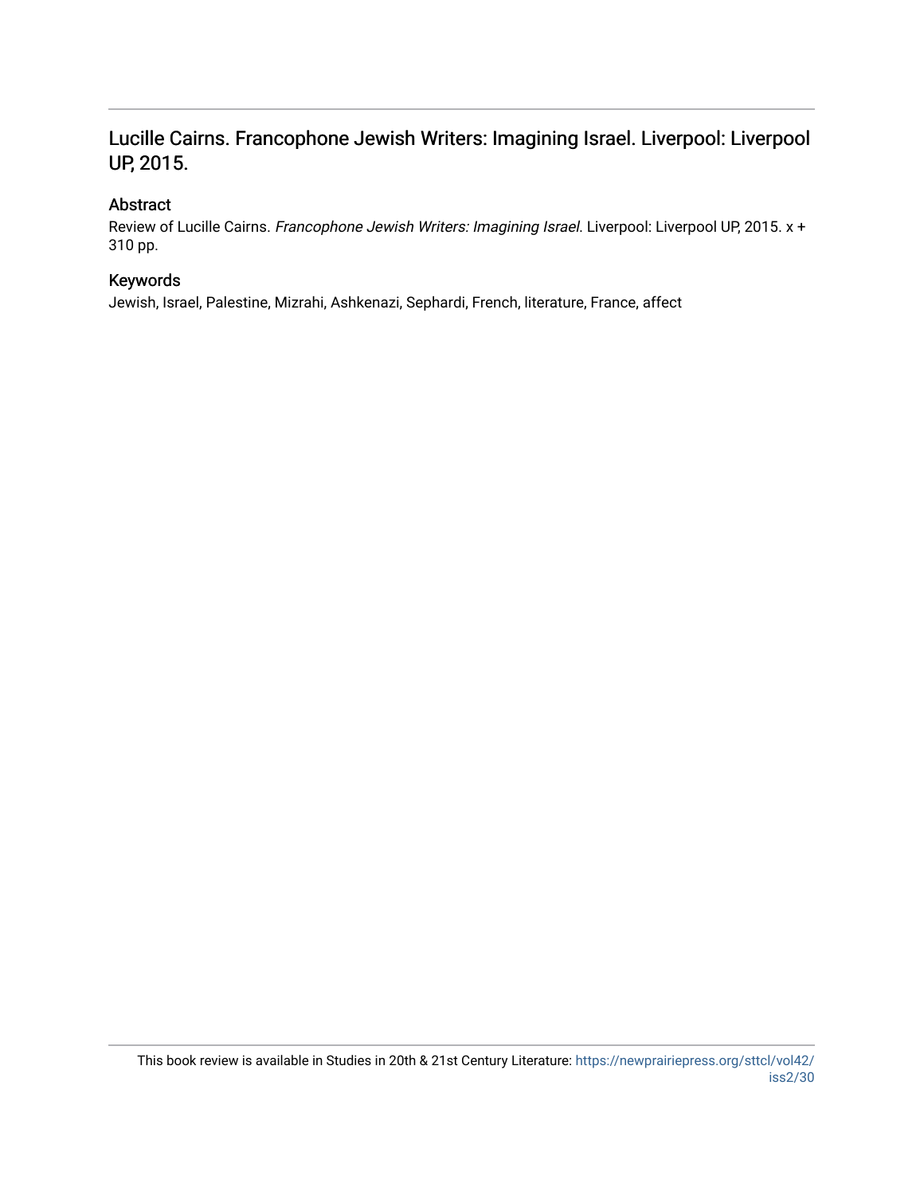## Lucille Cairns. Francophone Jewish Writers: Imagining Israel. Liverpool: Liverpool UP, 2015.

### Abstract

Review of Lucille Cairns. *Francophone Jewish Writers: Imagining Israel*. Liverpool: Liverpool UP, 2015. x + 310 pp.

### Keywords

Jewish, Israel, Palestine, Mizrahi, Ashkenazi, Sephardi, French, literature, France, affect

This book review is available in Studies in 20th & 21st Century Literature: https://newprairiepress.org/sttcl/vol42/iss2/30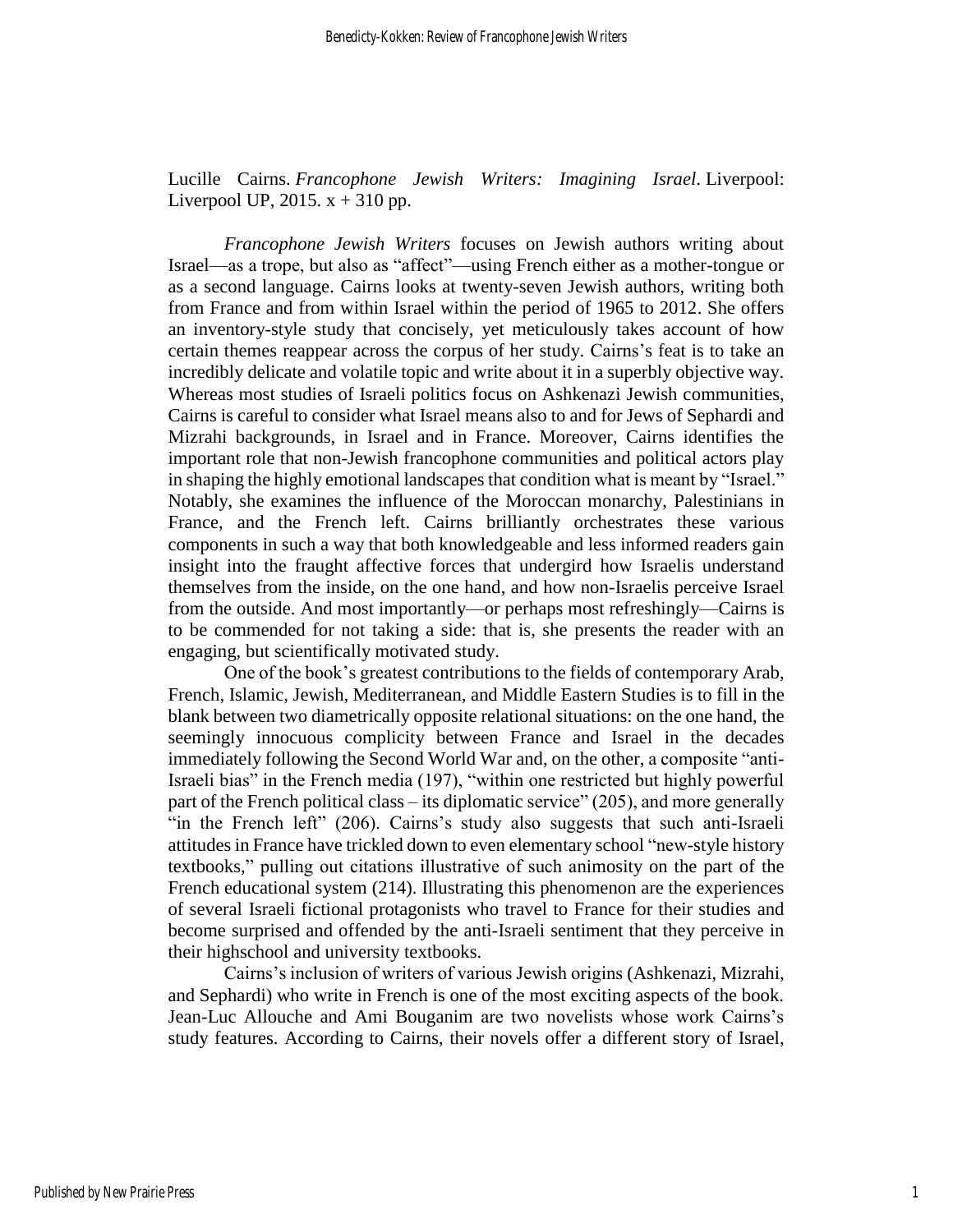Lucille Cairns. *Francophone Jewish Writers: Imagining Israel*. Liverpool: Liverpool UP, 2015. x + 310 pp.

*Francophone Jewish Writers* focuses on Jewish authors writing about Israel—as a trope, but also as "affect"—using French either as a mother-tongue or as a second language. Cairns looks at twenty-seven Jewish authors, writing both from France and from within Israel within the period of 1965 to 2012. She offers an inventory-style study that concisely, yet meticulously takes account of how certain themes reappear across the corpus of her study. Cairns's feat is to take an incredibly delicate and volatile topic and write about it in a superbly objective way. Whereas most studies of Israeli politics focus on Ashkenazi Jewish communities, Cairns is careful to consider what Israel means also to and for Jews of Sephardi and Mizrahi backgrounds, in Israel and in France. Moreover, Cairns identifies the important role that non-Jewish francophone communities and political actors play in shaping the highly emotional landscapes that condition what is meant by "Israel." Notably, she examines the influence of the Moroccan monarchy, Palestinians in France, and the French left. Cairns brilliantly orchestrates these various components in such a way that both knowledgeable and less informed readers gain insight into the fraught affective forces that undergird how Israelis understand themselves from the inside, on the one hand, and how non-Israelis perceive Israel from the outside. And most importantly—or perhaps most refreshingly—Cairns is to be commended for not taking a side: that is, she presents the reader with an engaging, but scientifically motivated study.

One of the book's greatest contributions to the fields of contemporary Arab, French, Islamic, Jewish, Mediterranean, and Middle Eastern Studies is to fill in the blank between two diametrically opposite relational situations: on the one hand, the seemingly innocuous complicity between France and Israel in the decades immediately following the Second World War and, on the other, a composite "anti-Israeli bias" in the French media (197), "within one restricted but highly powerful part of the French political class – its diplomatic service" (205), and more generally "in the French left" (206). Cairns's study also suggests that such anti-Israeli attitudes in France have trickled down to even elementary school "new-style history textbooks," pulling out citations illustrative of such animosity on the part of the French educational system (214). Illustrating this phenomenon are the experiences of several Israeli fictional protagonists who travel to France for their studies and become surprised and offended by the anti-Israeli sentiment that they perceive in their highschool and university textbooks.

Cairns's inclusion of writers of various Jewish origins (Ashkenazi, Mizrahi, and Sephardi) who write in French is one of the most exciting aspects of the book. Jean-Luc Allouche and Ami Bouganim are two novelists whose work Cairns's study features. According to Cairns, their novels offer a different story of Israel,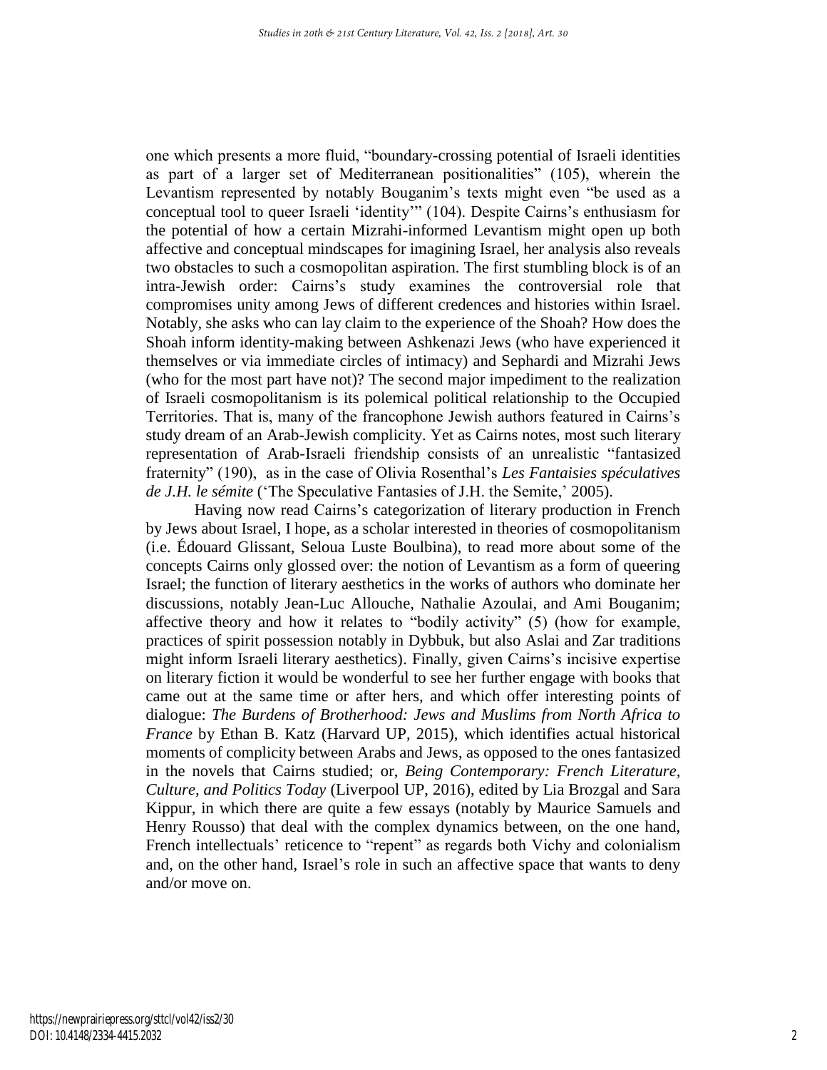one which presents a more fluid, "boundary-crossing potential of Israeli identities as part of a larger set of Mediterranean positionalities" (105), wherein the Levantism represented by notably Bouganim's texts might even "be used as a conceptual tool to queer Israeli 'identity'" (104). Despite Cairns's enthusiasm for the potential of how a certain Mizrahi-informed Levantism might open up both affective and conceptual mindscapes for imagining Israel, her analysis also reveals two obstacles to such a cosmopolitan aspiration. The first stumbling block is of an intra-Jewish order: Cairns's study examines the controversial role that compromises unity among Jews of different credences and histories within Israel. Notably, she asks who can lay claim to the experience of the Shoah? How does the Shoah inform identity-making between Ashkenazi Jews (who have experienced it themselves or via immediate circles of intimacy) and Sephardi and Mizrahi Jews (who for the most part have not)? The second major impediment to the realization of Israeli cosmopolitanism is its polemical political relationship to the Occupied Territories. That is, many of the francophone Jewish authors featured in Cairns's study dream of an Arab-Jewish complicity. Yet as Cairns notes, most such literary representation of Arab-Israeli friendship consists of an unrealistic "fantasized fraternity" (190), as in the case of Olivia Rosenthal's *Les Fantaisies spéculatives de J.H. le sémite* ('The Speculative Fantasies of J.H. the Semite,' 2005).

Having now read Cairns's categorization of literary production in French by Jews about Israel, I hope, as a scholar interested in theories of cosmopolitanism (i.e. Édouard Glissant, Seloua Luste Boulbina), to read more about some of the concepts Cairns only glossed over: the notion of Levantism as a form of queering Israel; the function of literary aesthetics in the works of authors who dominate her discussions, notably Jean-Luc Allouche, Nathalie Azoulai, and Ami Bouganim; affective theory and how it relates to "bodily activity" (5) (how for example, practices of spirit possession notably in Dybbuk, but also Aslai and Zar traditions might inform Israeli literary aesthetics). Finally, given Cairns's incisive expertise on literary fiction it would be wonderful to see her further engage with books that came out at the same time or after hers, and which offer interesting points of dialogue: *The Burdens of Brotherhood: Jews and Muslims from North Africa to France* by Ethan B. Katz (Harvard UP, 2015), which identifies actual historical moments of complicity between Arabs and Jews, as opposed to the ones fantasized in the novels that Cairns studied; or, *Being Contemporary: French Literature, Culture, and Politics Today* (Liverpool UP, 2016), edited by Lia Brozgal and Sara Kippur, in which there are quite a few essays (notably by Maurice Samuels and Henry Rousso) that deal with the complex dynamics between, on the one hand, French intellectuals' reticence to "repent" as regards both Vichy and colonialism and, on the other hand, Israel's role in such an affective space that wants to deny and/or move on.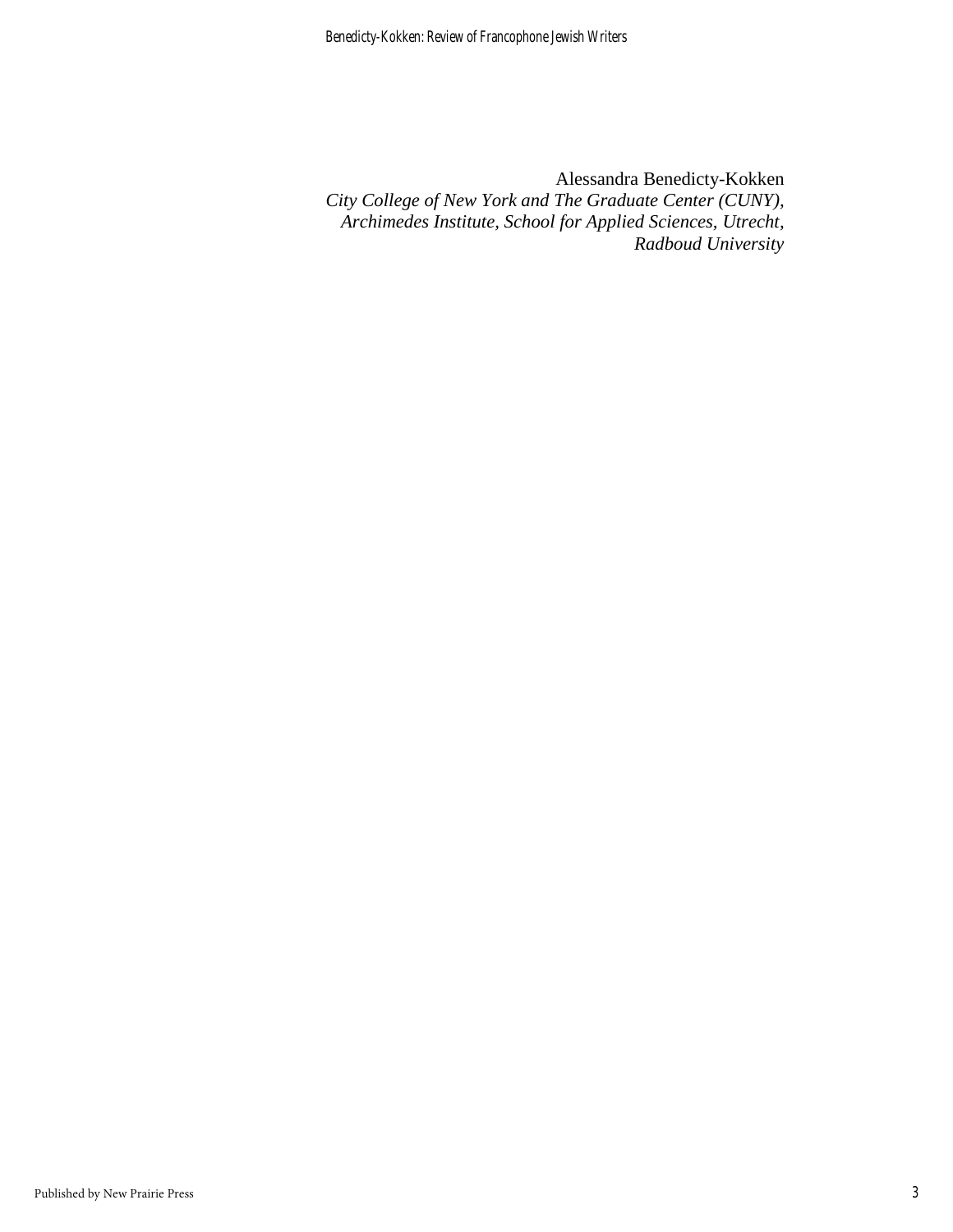Alessandra Benedicty-Kokken
*City College of New York and The Graduate Center (CUNY), Archimedes Institute, School for Applied Sciences, Utrecht, Radboud University*